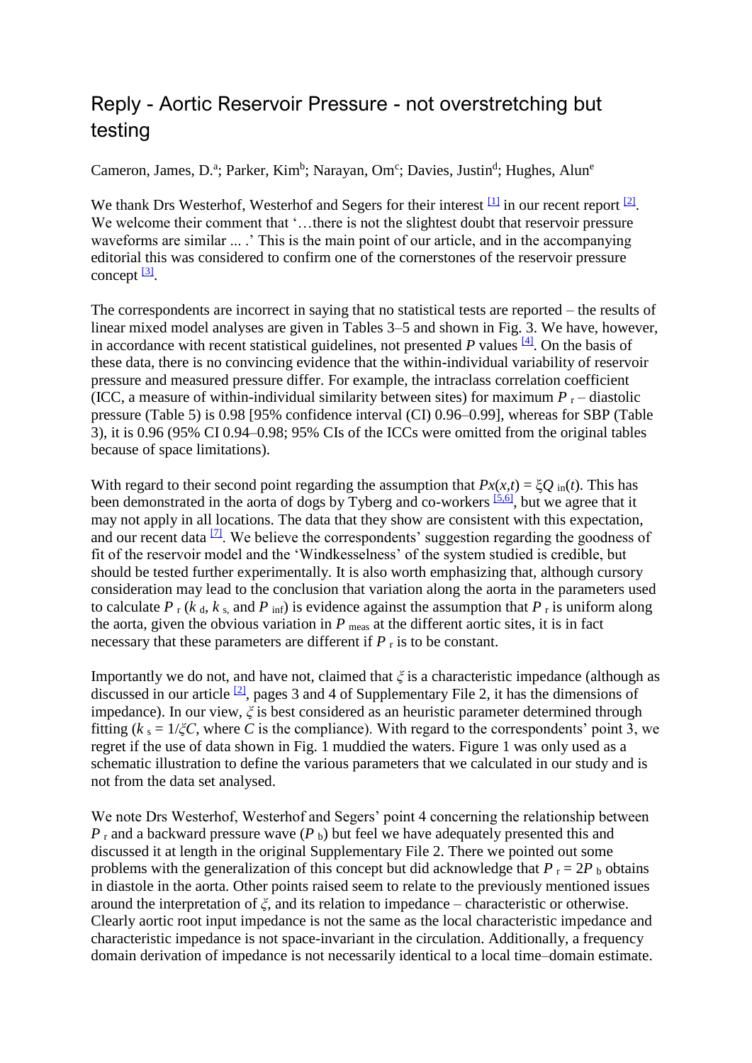# Reply - Aortic Reservoir Pressure - not overstretching but testing

Cameron, James, D.[a]; Parker, Kim[b]; Narayan, Om[c]; Davies, Justin[d]; Hughes, Alun[e]

We thank Drs Westerhof, Westerhof and Segers for their interest [1] in our recent report [2]. We welcome their comment that '…there is not the slightest doubt that reservoir pressure waveforms are similar ... .' This is the main point of our article, and in the accompanying editorial this was considered to confirm one of the cornerstones of the reservoir pressure concept [3].

The correspondents are incorrect in saying that no statistical tests are reported – the results of linear mixed model analyses are given in Tables 3–5 and shown in Fig. 3. We have, however, in accordance with recent statistical guidelines, not presented $P$ values [4]. On the basis of these data, there is no convincing evidence that the within-individual variability of reservoir pressure and measured pressure differ. For example, the intraclass correlation coefficient (ICC, a measure of within-individual similarity between sites) for maximum $P_r$ – diastolic pressure (Table 5) is 0.98 [95% confidence interval (CI) 0.96–0.99], whereas for SBP (Table 3), it is 0.96 (95% CI 0.94–0.98; 95% CIs of the ICCs were omitted from the original tables because of space limitations).

With regard to their second point regarding the assumption that $Px(x,t) = \xi Q_{in}(t)$. This has been demonstrated in the aorta of dogs by Tyberg and co-workers [5,6], but we agree that it may not apply in all locations. The data that they show are consistent with this expectation, and our recent data [7]. We believe the correspondents' suggestion regarding the goodness of fit of the reservoir model and the 'Windkesselness' of the system studied is credible, but should be tested further experimentally. It is also worth emphasizing that, although cursory consideration may lead to the conclusion that variation along the aorta in the parameters used to calculate $P_r$ ($k_d$, $k_s$, and $P_{inf}$) is evidence against the assumption that $P_r$ is uniform along the aorta, given the obvious variation in $P_{meas}$ at the different aortic sites, it is in fact necessary that these parameters are different if $P_r$ is to be constant.

Importantly we do not, and have not, claimed that $\xi$ is a characteristic impedance (although as discussed in our article [2], pages 3 and 4 of Supplementary File 2, it has the dimensions of impedance). In our view, $\xi$ is best considered as an heuristic parameter determined through fitting ($k_s = 1/\xi C$, where $C$ is the compliance). With regard to the correspondents' point 3, we regret if the use of data shown in Fig. 1 muddied the waters. Figure 1 was only used as a schematic illustration to define the various parameters that we calculated in our study and is not from the data set analysed.

We note Drs Westerhof, Westerhof and Segers' point 4 concerning the relationship between $P_r$ and a backward pressure wave ($P_b$) but feel we have adequately presented this and discussed it at length in the original Supplementary File 2. There we pointed out some problems with the generalization of this concept but did acknowledge that $P_r = 2P_b$ obtains in diastole in the aorta. Other points raised seem to relate to the previously mentioned issues around the interpretation of $\xi$, and its relation to impedance – characteristic or otherwise. Clearly aortic root input impedance is not the same as the local characteristic impedance and characteristic impedance is not space-invariant in the circulation. Additionally, a frequency domain derivation of impedance is not necessarily identical to a local time–domain estimate.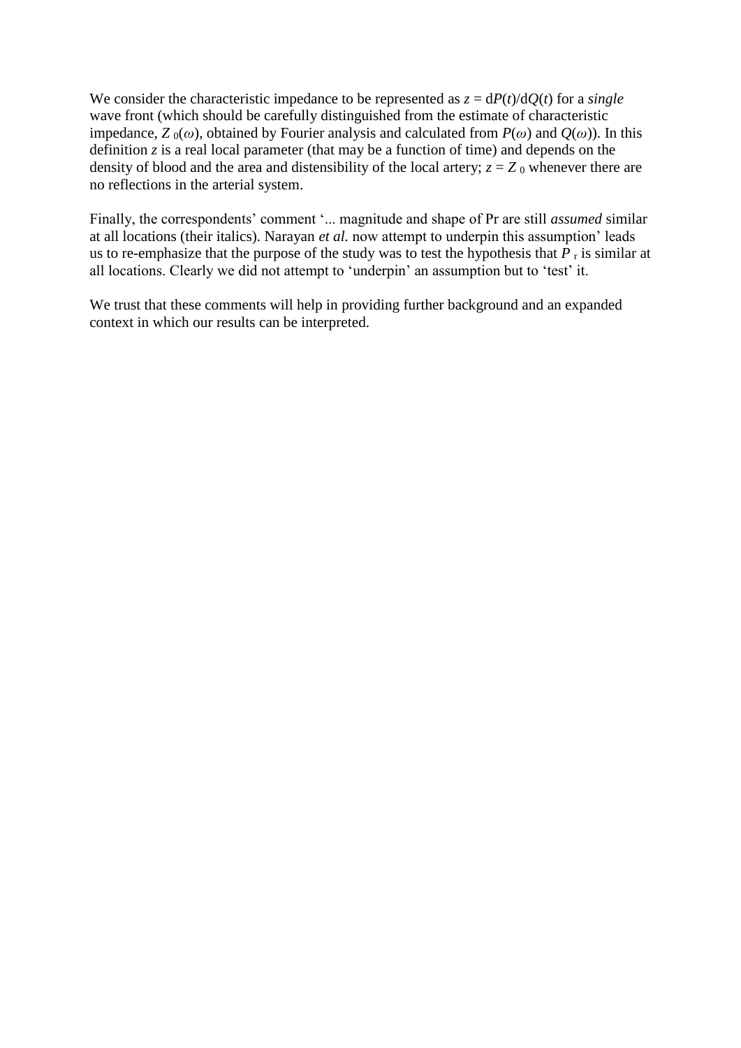We consider the characteristic impedance to be represented as $z = \mathrm{d}P(t)/\mathrm{d}Q(t)$ for a *single* wave front (which should be carefully distinguished from the estimate of characteristic impedance, $Z_0(\omega)$, obtained by Fourier analysis and calculated from $P(\omega)$ and $Q(\omega)$). In this definition $z$ is a real local parameter (that may be a function of time) and depends on the density of blood and the area and distensibility of the local artery; $z = Z_0$ whenever there are no reflections in the arterial system.

Finally, the correspondents' comment '... magnitude and shape of Pr are still *assumed* similar at all locations (their italics). Narayan *et al.* now attempt to underpin this assumption' leads us to re-emphasize that the purpose of the study was to test the hypothesis that $P_r$ is similar at all locations. Clearly we did not attempt to 'underpin' an assumption but to 'test' it.

We trust that these comments will help in providing further background and an expanded context in which our results can be interpreted.